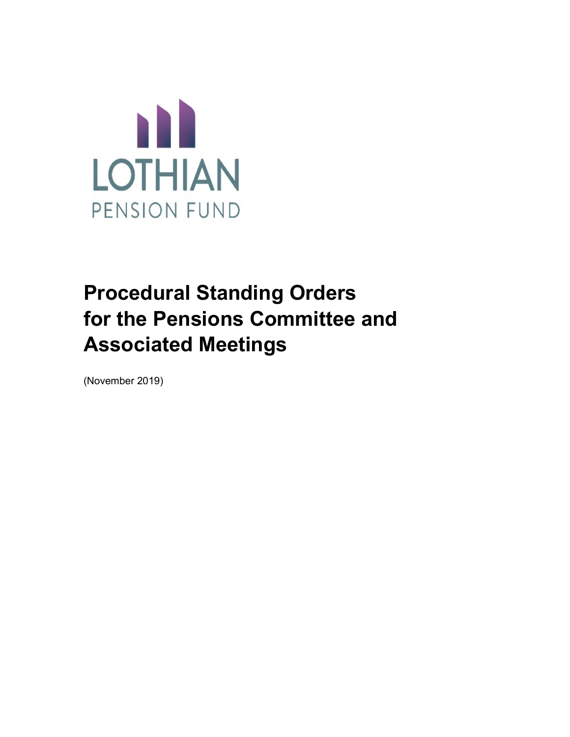LOTHIAN
PENSION FUND

# Procedural Standing Orders for the Pensions Committee and Associated Meetings

(November 2019)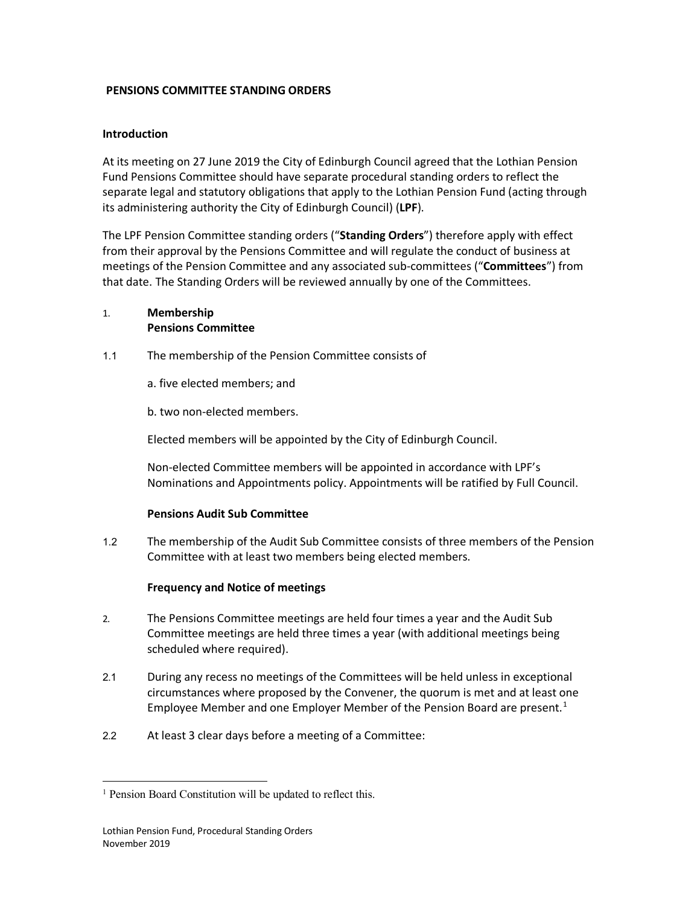**PENSIONS COMMITTEE STANDING ORDERS**

**Introduction**

At its meeting on 27 June 2019 the City of Edinburgh Council agreed that the Lothian Pension Fund Pensions Committee should have separate procedural standing orders to reflect the separate legal and statutory obligations that apply to the Lothian Pension Fund (acting through its administering authority the City of Edinburgh Council) (**LPF**).

The LPF Pension Committee standing orders ("**Standing Orders**") therefore apply with effect from their approval by the Pensions Committee and will regulate the conduct of business at meetings of the Pension Committee and any associated sub-committees ("**Committees**") from that date. The Standing Orders will be reviewed annually by one of the Committees.

1. **Membership**
   **Pensions Committee**

1.1 The membership of the Pension Committee consists of

a. five elected members; and

b. two non-elected members.

Elected members will be appointed by the City of Edinburgh Council.

Non-elected Committee members will be appointed in accordance with LPF's Nominations and Appointments policy. Appointments will be ratified by Full Council.

**Pensions Audit Sub Committee**

1.2 The membership of the Audit Sub Committee consists of three members of the Pension Committee with at least two members being elected members.

**Frequency and Notice of meetings**

2. The Pensions Committee meetings are held four times a year and the Audit Sub Committee meetings are held three times a year (with additional meetings being scheduled where required).

2.1 During any recess no meetings of the Committees will be held unless in exceptional circumstances where proposed by the Convener, the quorum is met and at least one Employee Member and one Employer Member of the Pension Board are present.[1]

2.2 At least 3 clear days before a meeting of a Committee:

[1] Pension Board Constitution will be updated to reflect this.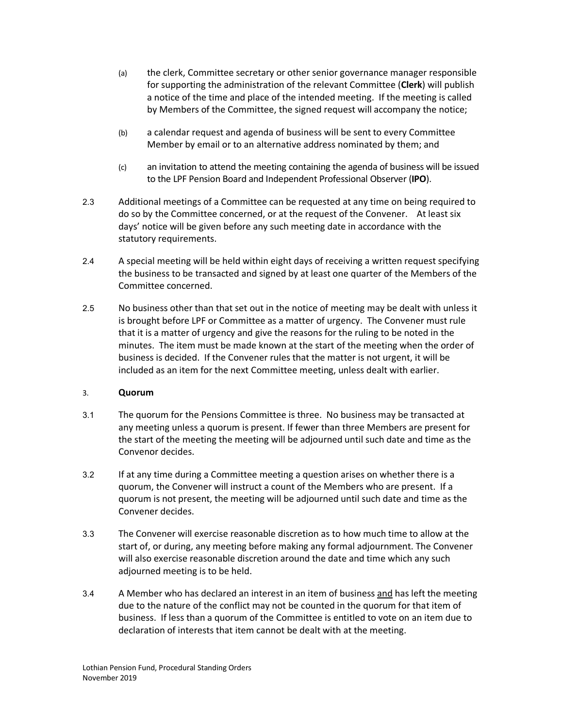(a) the clerk, Committee secretary or other senior governance manager responsible for supporting the administration of the relevant Committee (**Clerk**) will publish a notice of the time and place of the intended meeting. If the meeting is called by Members of the Committee, the signed request will accompany the notice;

(b) a calendar request and agenda of business will be sent to every Committee Member by email or to an alternative address nominated by them; and

(c) an invitation to attend the meeting containing the agenda of business will be issued to the LPF Pension Board and Independent Professional Observer (**IPO**).

2.3 Additional meetings of a Committee can be requested at any time on being required to do so by the Committee concerned, or at the request of the Convener. At least six days' notice will be given before any such meeting date in accordance with the statutory requirements.

2.4 A special meeting will be held within eight days of receiving a written request specifying the business to be transacted and signed by at least one quarter of the Members of the Committee concerned.

2.5 No business other than that set out in the notice of meeting may be dealt with unless it is brought before LPF or Committee as a matter of urgency. The Convener must rule that it is a matter of urgency and give the reasons for the ruling to be noted in the minutes. The item must be made known at the start of the meeting when the order of business is decided. If the Convener rules that the matter is not urgent, it will be included as an item for the next Committee meeting, unless dealt with earlier.

## 3. Quorum

3.1 The quorum for the Pensions Committee is three. No business may be transacted at any meeting unless a quorum is present. If fewer than three Members are present for the start of the meeting the meeting will be adjourned until such date and time as the Convenor decides.

3.2 If at any time during a Committee meeting a question arises on whether there is a quorum, the Convener will instruct a count of the Members who are present. If a quorum is not present, the meeting will be adjourned until such date and time as the Convener decides.

3.3 The Convener will exercise reasonable discretion as to how much time to allow at the start of, or during, any meeting before making any formal adjournment. The Convener will also exercise reasonable discretion around the date and time which any such adjourned meeting is to be held.

3.4 A Member who has declared an interest in an item of business <u>and</u> has left the meeting due to the nature of the conflict may not be counted in the quorum for that item of business. If less than a quorum of the Committee is entitled to vote on an item due to declaration of interests that item cannot be dealt with at the meeting.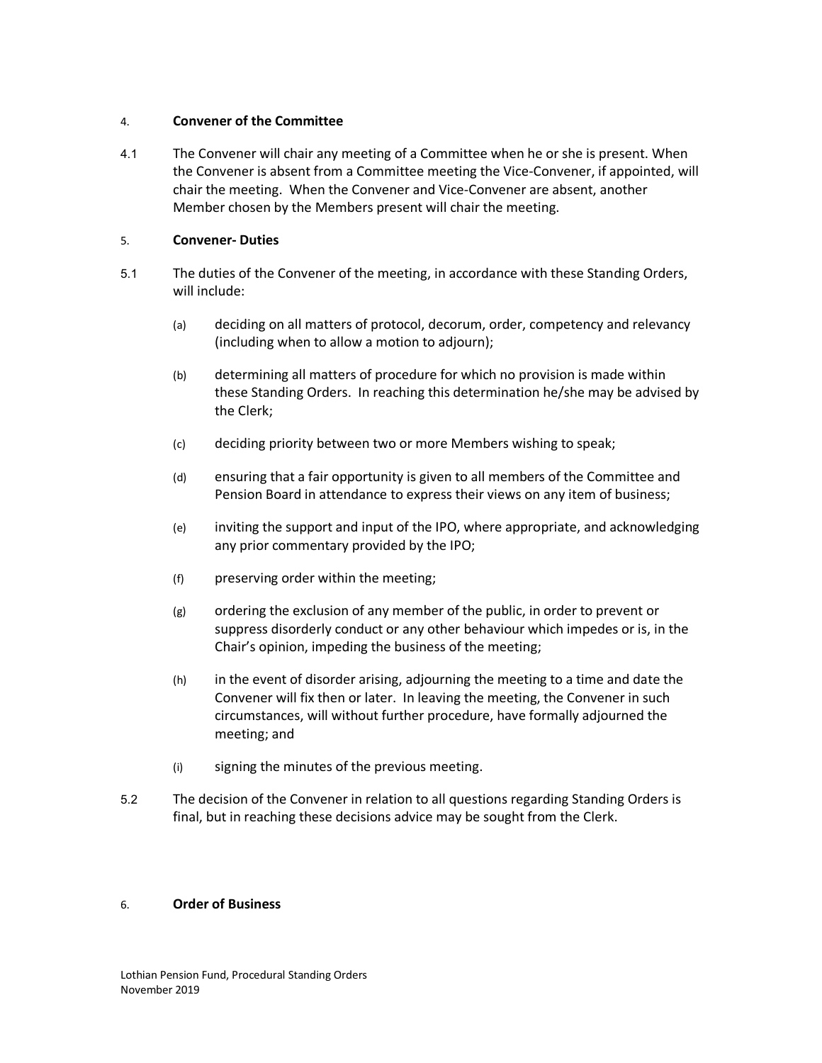## 4. Convener of the Committee

4.1 The Convener will chair any meeting of a Committee when he or she is present. When the Convener is absent from a Committee meeting the Vice-Convener, if appointed, will chair the meeting. When the Convener and Vice-Convener are absent, another Member chosen by the Members present will chair the meeting.

## 5. Convener- Duties

5.1 The duties of the Convener of the meeting, in accordance with these Standing Orders, will include:

(a) deciding on all matters of protocol, decorum, order, competency and relevancy (including when to allow a motion to adjourn);

(b) determining all matters of procedure for which no provision is made within these Standing Orders. In reaching this determination he/she may be advised by the Clerk;

(c) deciding priority between two or more Members wishing to speak;

(d) ensuring that a fair opportunity is given to all members of the Committee and Pension Board in attendance to express their views on any item of business;

(e) inviting the support and input of the IPO, where appropriate, and acknowledging any prior commentary provided by the IPO;

(f) preserving order within the meeting;

(g) ordering the exclusion of any member of the public, in order to prevent or suppress disorderly conduct or any other behaviour which impedes or is, in the Chair's opinion, impeding the business of the meeting;

(h) in the event of disorder arising, adjourning the meeting to a time and date the Convener will fix then or later. In leaving the meeting, the Convener in such circumstances, will without further procedure, have formally adjourned the meeting; and

(i) signing the minutes of the previous meeting.

5.2 The decision of the Convener in relation to all questions regarding Standing Orders is final, but in reaching these decisions advice may be sought from the Clerk.

## 6. Order of Business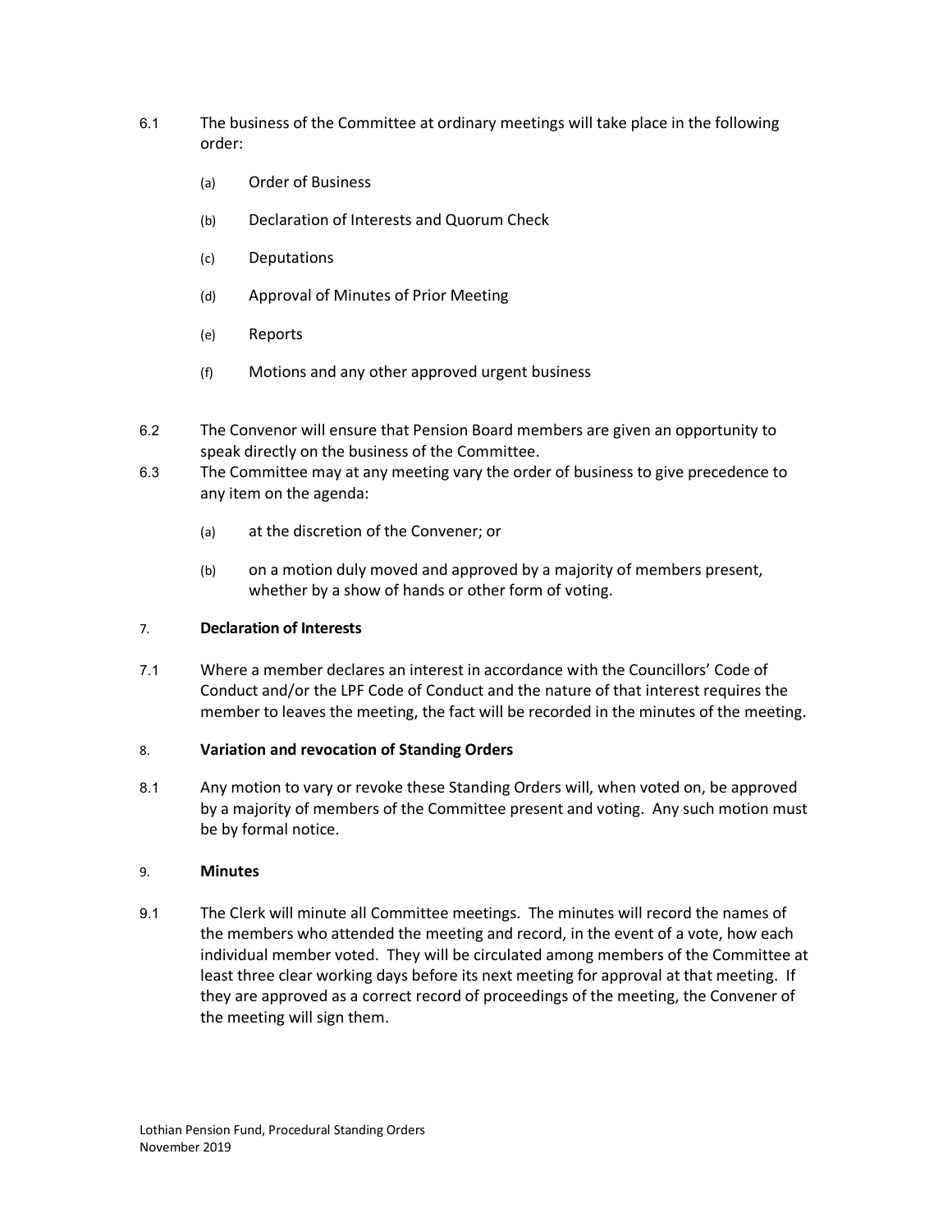6.1 The business of the Committee at ordinary meetings will take place in the following order:

(a) Order of Business

(b) Declaration of Interests and Quorum Check

(c) Deputations

(d) Approval of Minutes of Prior Meeting

(e) Reports

(f) Motions and any other approved urgent business

6.2 The Convenor will ensure that Pension Board members are given an opportunity to speak directly on the business of the Committee.

6.3 The Committee may at any meeting vary the order of business to give precedence to any item on the agenda:

(a) at the discretion of the Convener; or

(b) on a motion duly moved and approved by a majority of members present, whether by a show of hands or other form of voting.

## 7. Declaration of Interests

7.1 Where a member declares an interest in accordance with the Councillors' Code of Conduct and/or the LPF Code of Conduct and the nature of that interest requires the member to leaves the meeting, the fact will be recorded in the minutes of the meeting.

## 8. Variation and revocation of Standing Orders

8.1 Any motion to vary or revoke these Standing Orders will, when voted on, be approved by a majority of members of the Committee present and voting. Any such motion must be by formal notice.

## 9. Minutes

9.1 The Clerk will minute all Committee meetings. The minutes will record the names of the members who attended the meeting and record, in the event of a vote, how each individual member voted. They will be circulated among members of the Committee at least three clear working days before its next meeting for approval at that meeting. If they are approved as a correct record of proceedings of the meeting, the Convener of the meeting will sign them.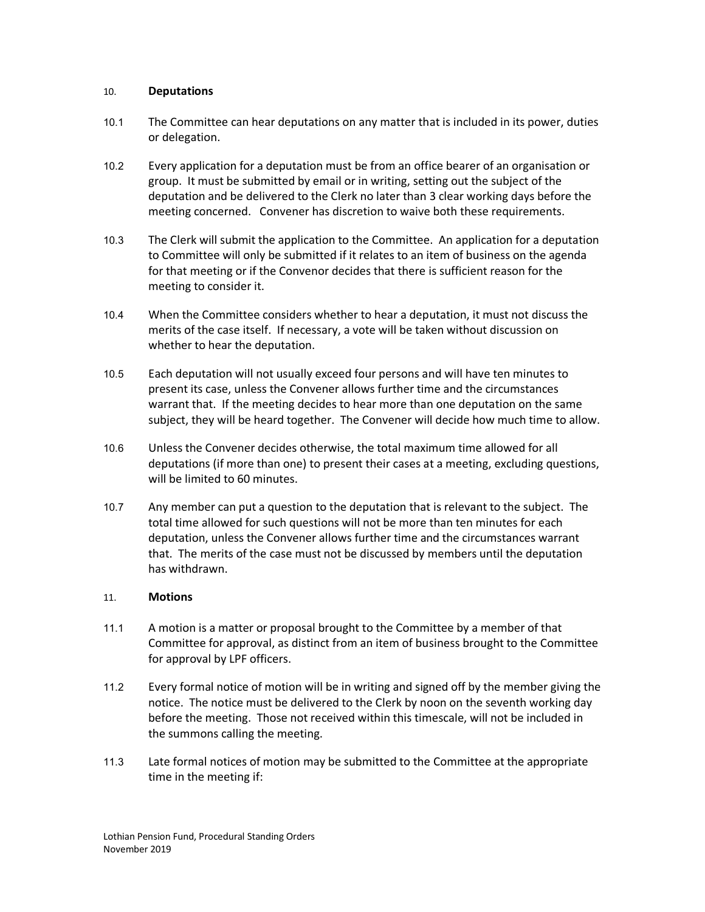## 10. Deputations

10.1 The Committee can hear deputations on any matter that is included in its power, duties or delegation.

10.2 Every application for a deputation must be from an office bearer of an organisation or group. It must be submitted by email or in writing, setting out the subject of the deputation and be delivered to the Clerk no later than 3 clear working days before the meeting concerned. Convener has discretion to waive both these requirements.

10.3 The Clerk will submit the application to the Committee. An application for a deputation to Committee will only be submitted if it relates to an item of business on the agenda for that meeting or if the Convenor decides that there is sufficient reason for the meeting to consider it.

10.4 When the Committee considers whether to hear a deputation, it must not discuss the merits of the case itself. If necessary, a vote will be taken without discussion on whether to hear the deputation.

10.5 Each deputation will not usually exceed four persons and will have ten minutes to present its case, unless the Convener allows further time and the circumstances warrant that. If the meeting decides to hear more than one deputation on the same subject, they will be heard together. The Convener will decide how much time to allow.

10.6 Unless the Convener decides otherwise, the total maximum time allowed for all deputations (if more than one) to present their cases at a meeting, excluding questions, will be limited to 60 minutes.

10.7 Any member can put a question to the deputation that is relevant to the subject. The total time allowed for such questions will not be more than ten minutes for each deputation, unless the Convener allows further time and the circumstances warrant that. The merits of the case must not be discussed by members until the deputation has withdrawn.

## 11. Motions

11.1 A motion is a matter or proposal brought to the Committee by a member of that Committee for approval, as distinct from an item of business brought to the Committee for approval by LPF officers.

11.2 Every formal notice of motion will be in writing and signed off by the member giving the notice. The notice must be delivered to the Clerk by noon on the seventh working day before the meeting. Those not received within this timescale, will not be included in the summons calling the meeting.

11.3 Late formal notices of motion may be submitted to the Committee at the appropriate time in the meeting if: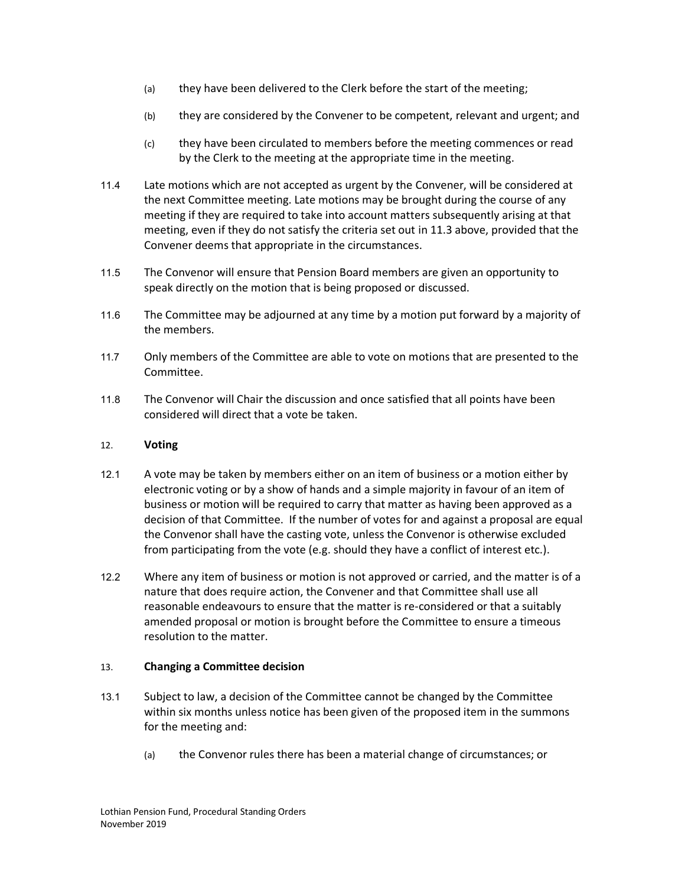(a) they have been delivered to the Clerk before the start of the meeting;

(b) they are considered by the Convener to be competent, relevant and urgent; and

(c) they have been circulated to members before the meeting commences or read by the Clerk to the meeting at the appropriate time in the meeting.

11.4 Late motions which are not accepted as urgent by the Convener, will be considered at the next Committee meeting. Late motions may be brought during the course of any meeting if they are required to take into account matters subsequently arising at that meeting, even if they do not satisfy the criteria set out in 11.3 above, provided that the Convener deems that appropriate in the circumstances.

11.5 The Convenor will ensure that Pension Board members are given an opportunity to speak directly on the motion that is being proposed or discussed.

11.6 The Committee may be adjourned at any time by a motion put forward by a majority of the members.

11.7 Only members of the Committee are able to vote on motions that are presented to the Committee.

11.8 The Convenor will Chair the discussion and once satisfied that all points have been considered will direct that a vote be taken.

## 12. **Voting**

12.1 A vote may be taken by members either on an item of business or a motion either by electronic voting or by a show of hands and a simple majority in favour of an item of business or motion will be required to carry that matter as having been approved as a decision of that Committee. If the number of votes for and against a proposal are equal the Convenor shall have the casting vote, unless the Convenor is otherwise excluded from participating from the vote (e.g. should they have a conflict of interest etc.).

12.2 Where any item of business or motion is not approved or carried, and the matter is of a nature that does require action, the Convener and that Committee shall use all reasonable endeavours to ensure that the matter is re-considered or that a suitably amended proposal or motion is brought before the Committee to ensure a timeous resolution to the matter.

## 13. **Changing a Committee decision**

13.1 Subject to law, a decision of the Committee cannot be changed by the Committee within six months unless notice has been given of the proposed item in the summons for the meeting and:

(a) the Convenor rules there has been a material change of circumstances; or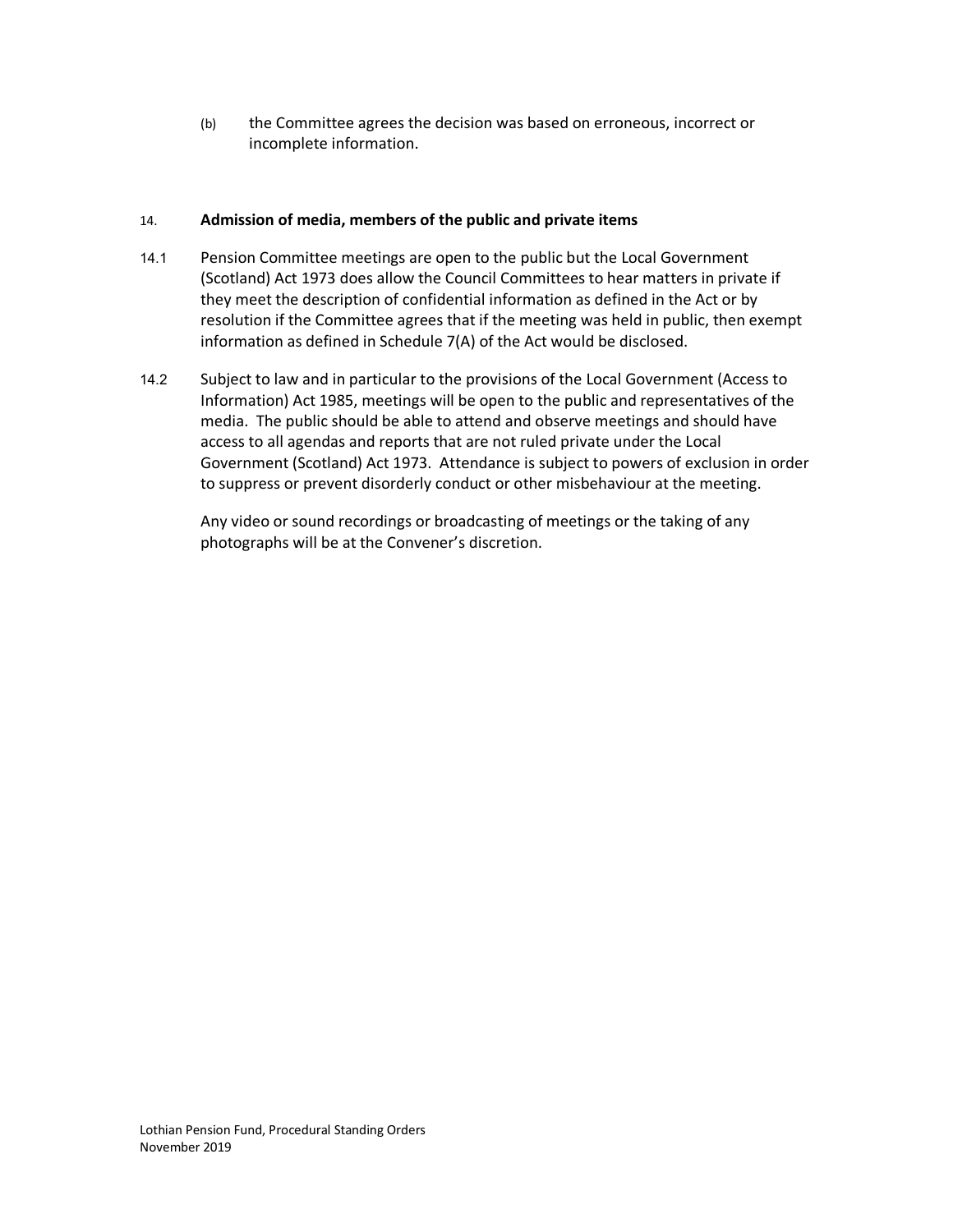(b) the Committee agrees the decision was based on erroneous, incorrect or incomplete information.

## 14. Admission of media, members of the public and private items

14.1 Pension Committee meetings are open to the public but the Local Government (Scotland) Act 1973 does allow the Council Committees to hear matters in private if they meet the description of confidential information as defined in the Act or by resolution if the Committee agrees that if the meeting was held in public, then exempt information as defined in Schedule 7(A) of the Act would be disclosed.

14.2 Subject to law and in particular to the provisions of the Local Government (Access to Information) Act 1985, meetings will be open to the public and representatives of the media. The public should be able to attend and observe meetings and should have access to all agendas and reports that are not ruled private under the Local Government (Scotland) Act 1973. Attendance is subject to powers of exclusion in order to suppress or prevent disorderly conduct or other misbehaviour at the meeting.

Any video or sound recordings or broadcasting of meetings or the taking of any photographs will be at the Convener's discretion.